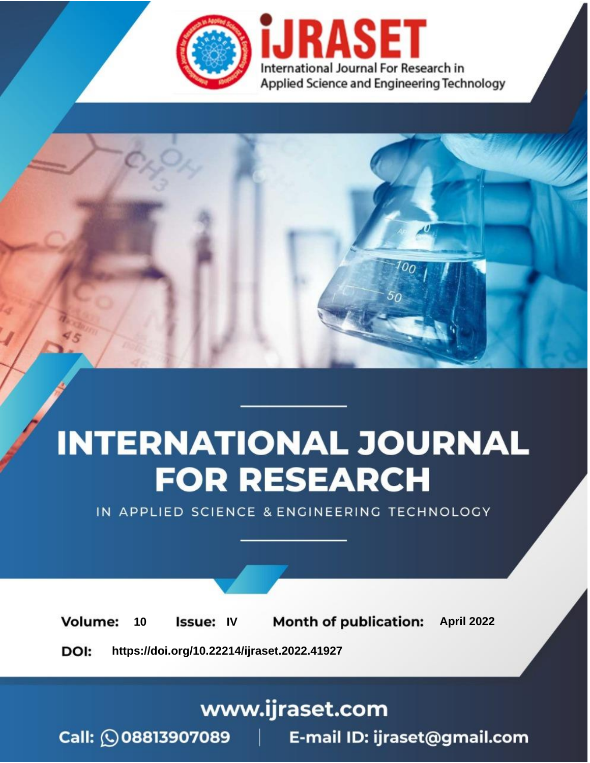iJRASET

International Journal For Research in Applied Science and Engineering Technology

# INTERNATIONAL JOURNAL FOR RESEARCH

IN APPLIED SCIENCE & ENGINEERING TECHNOLOGY

**Volume:** 10 **Issue:** IV **Month of publication:** April 2022

**DOI:** https://doi.org/10.22214/ijraset.2022.41927

www.ijraset.com

Call: 08813907089 | E-mail ID: ijraset@gmail.com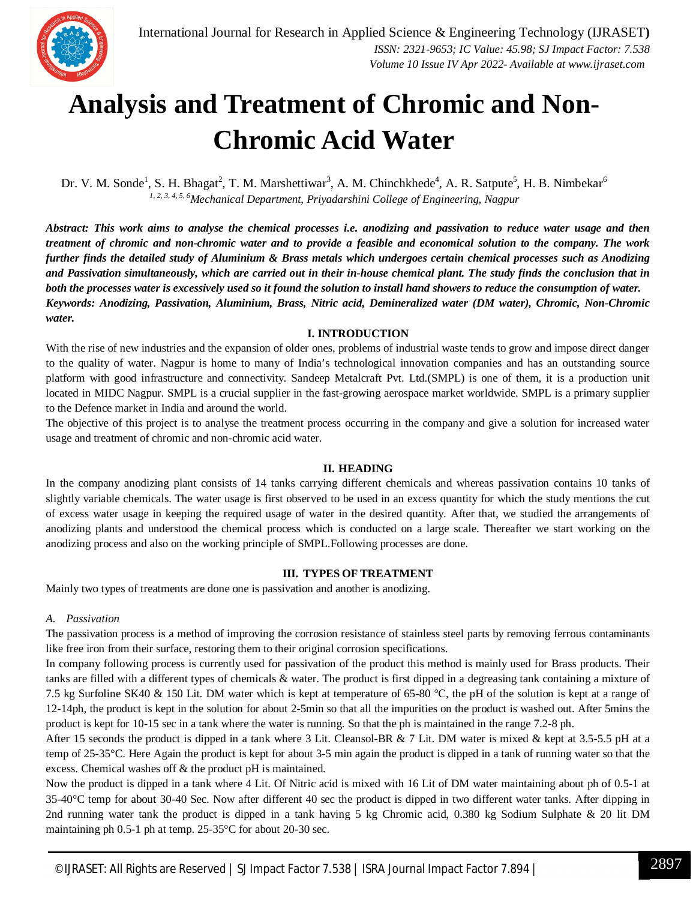# Analysis and Treatment of Chromic and Non-Chromic Acid Water

Dr. V. M. Sonde[1], S. H. Bhagat[2], T. M. Marshettiwar[3], A. M. Chinchkhede[4], A. R. Satpute[5], H. B. Nimbekar[6]

*[1, 2, 3, 4, 5, 6]Mechanical Department, Priyadarshini College of Engineering, Nagpur*

***Abstract:** This work aims to analyse the chemical processes i.e. anodizing and passivation to reduce water usage and then treatment of chromic and non-chromic water and to provide a feasible and economical solution to the company. The work further finds the detailed study of Aluminium & Brass metals which undergoes certain chemical processes such as Anodizing and Passivation simultaneously, which are carried out in their in-house chemical plant. The study finds the conclusion that in both the processes water is excessively used so it found the solution to install hand showers to reduce the consumption of water.*

***Keywords:** Anodizing, Passivation, Aluminium, Brass, Nitric acid, Demineralized water (DM water), Chromic, Non-Chromic water.*

## I. INTRODUCTION

With the rise of new industries and the expansion of older ones, problems of industrial waste tends to grow and impose direct danger to the quality of water. Nagpur is home to many of India's technological innovation companies and has an outstanding source platform with good infrastructure and connectivity. Sandeep Metalcraft Pvt. Ltd.(SMPL) is one of them, it is a production unit located in MIDC Nagpur. SMPL is a crucial supplier in the fast-growing aerospace market worldwide. SMPL is a primary supplier to the Defence market in India and around the world.

The objective of this project is to analyse the treatment process occurring in the company and give a solution for increased water usage and treatment of chromic and non-chromic acid water.

## II. HEADING

In the company anodizing plant consists of 14 tanks carrying different chemicals and whereas passivation contains 10 tanks of slightly variable chemicals. The water usage is first observed to be used in an excess quantity for which the study mentions the cut of excess water usage in keeping the required usage of water in the desired quantity. After that, we studied the arrangements of anodizing plants and understood the chemical process which is conducted on a large scale. Thereafter we start working on the anodizing process and also on the working principle of SMPL.Following processes are done.

## III. TYPES OF TREATMENT

Mainly two types of treatments are done one is passivation and another is anodizing.

### *A. Passivation*

The passivation process is a method of improving the corrosion resistance of stainless steel parts by removing ferrous contaminants like free iron from their surface, restoring them to their original corrosion specifications.

In company following process is currently used for passivation of the product this method is mainly used for Brass products. Their tanks are filled with a different types of chemicals & water. The product is first dipped in a degreasing tank containing a mixture of 7.5 kg Surfoline SK40 & 150 Lit. DM water which is kept at temperature of 65-80 °C, the pH of the solution is kept at a range of 12-14ph, the product is kept in the solution for about 2-5min so that all the impurities on the product is washed out. After 5mins the product is kept for 10-15 sec in a tank where the water is running. So that the ph is maintained in the range 7.2-8 ph.

After 15 seconds the product is dipped in a tank where 3 Lit. Cleansol-BR & 7 Lit. DM water is mixed & kept at 3.5-5.5 pH at a temp of 25-35°C. Here Again the product is kept for about 3-5 min again the product is dipped in a tank of running water so that the excess. Chemical washes off & the product pH is maintained.

Now the product is dipped in a tank where 4 Lit. Of Nitric acid is mixed with 16 Lit of DM water maintaining about ph of 0.5-1 at 35-40°C temp for about 30-40 Sec. Now after different 40 sec the product is dipped in two different water tanks. After dipping in 2nd running water tank the product is dipped in a tank having 5 kg Chromic acid, 0.380 kg Sodium Sulphate & 20 lit DM maintaining ph 0.5-1 ph at temp. 25-35°C for about 20-30 sec.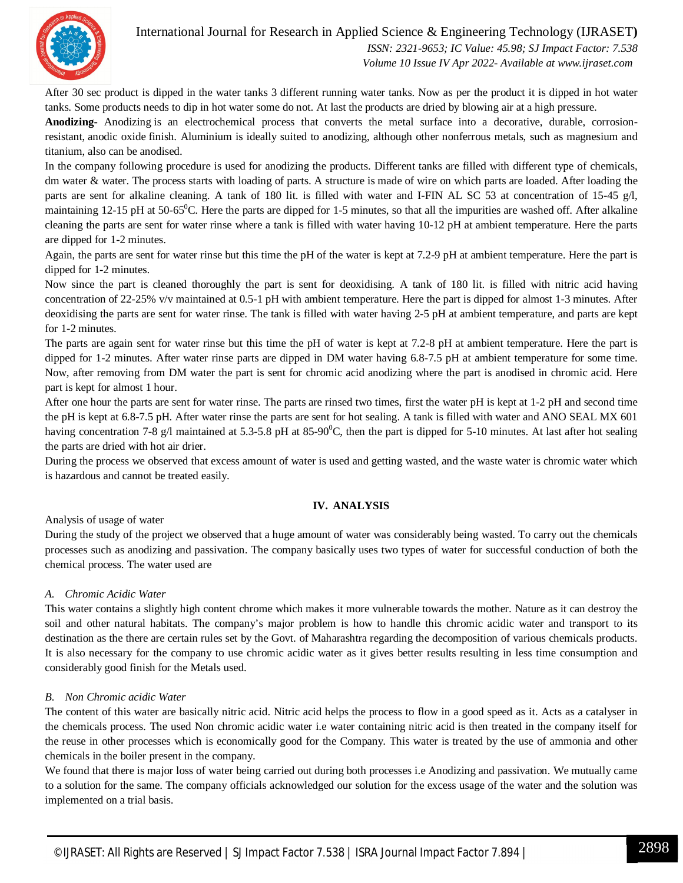After 30 sec product is dipped in the water tanks 3 different running water tanks. Now as per the product it is dipped in hot water tanks. Some products needs to dip in hot water some do not. At last the products are dried by blowing air at a high pressure.

**Anodizing-** Anodizing is an electrochemical process that converts the metal surface into a decorative, durable, corrosion-resistant, anodic oxide finish. Aluminium is ideally suited to anodizing, although other nonferrous metals, such as magnesium and titanium, also can be anodised.

In the company following procedure is used for anodizing the products. Different tanks are filled with different type of chemicals, dm water & water. The process starts with loading of parts. A structure is made of wire on which parts are loaded. After loading the parts are sent for alkaline cleaning. A tank of 180 lit. is filled with water and I-FIN AL SC 53 at concentration of 15-45 g/l, maintaining 12-15 pH at 50-65$^0$C. Here the parts are dipped for 1-5 minutes, so that all the impurities are washed off. After alkaline cleaning the parts are sent for water rinse where a tank is filled with water having 10-12 pH at ambient temperature. Here the parts are dipped for 1-2 minutes.

Again, the parts are sent for water rinse but this time the pH of the water is kept at 7.2-9 pH at ambient temperature. Here the part is dipped for 1-2 minutes.

Now since the part is cleaned thoroughly the part is sent for deoxidising. A tank of 180 lit. is filled with nitric acid having concentration of 22-25% v/v maintained at 0.5-1 pH with ambient temperature. Here the part is dipped for almost 1-3 minutes. After deoxidising the parts are sent for water rinse. The tank is filled with water having 2-5 pH at ambient temperature, and parts are kept for 1-2 minutes.

The parts are again sent for water rinse but this time the pH of water is kept at 7.2-8 pH at ambient temperature. Here the part is dipped for 1-2 minutes. After water rinse parts are dipped in DM water having 6.8-7.5 pH at ambient temperature for some time. Now, after removing from DM water the part is sent for chromic acid anodizing where the part is anodised in chromic acid. Here part is kept for almost 1 hour.

After one hour the parts are sent for water rinse. The parts are rinsed two times, first the water pH is kept at 1-2 pH and second time the pH is kept at 6.8-7.5 pH. After water rinse the parts are sent for hot sealing. A tank is filled with water and ANO SEAL MX 601 having concentration 7-8 g/l maintained at 5.3-5.8 pH at 85-90$^0$C, then the part is dipped for 5-10 minutes. At last after hot sealing the parts are dried with hot air drier.

During the process we observed that excess amount of water is used and getting wasted, and the waste water is chromic water which is hazardous and cannot be treated easily.

## IV. ANALYSIS

Analysis of usage of water

During the study of the project we observed that a huge amount of water was considerably being wasted. To carry out the chemicals processes such as anodizing and passivation. The company basically uses two types of water for successful conduction of both the chemical process. The water used are

### *A. Chromic Acidic Water*

This water contains a slightly high content chrome which makes it more vulnerable towards the mother. Nature as it can destroy the soil and other natural habitats. The company's major problem is how to handle this chromic acidic water and transport to its destination as the there are certain rules set by the Govt. of Maharashtra regarding the decomposition of various chemicals products. It is also necessary for the company to use chromic acidic water as it gives better results resulting in less time consumption and considerably good finish for the Metals used.

### *B. Non Chromic acidic Water*

The content of this water are basically nitric acid. Nitric acid helps the process to flow in a good speed as it. Acts as a catalyser in the chemicals process. The used Non chromic acidic water i.e water containing nitric acid is then treated in the company itself for the reuse in other processes which is economically good for the Company. This water is treated by the use of ammonia and other chemicals in the boiler present in the company.

We found that there is major loss of water being carried out during both processes i.e Anodizing and passivation. We mutually came to a solution for the same. The company officials acknowledged our solution for the excess usage of the water and the solution was implemented on a trial basis.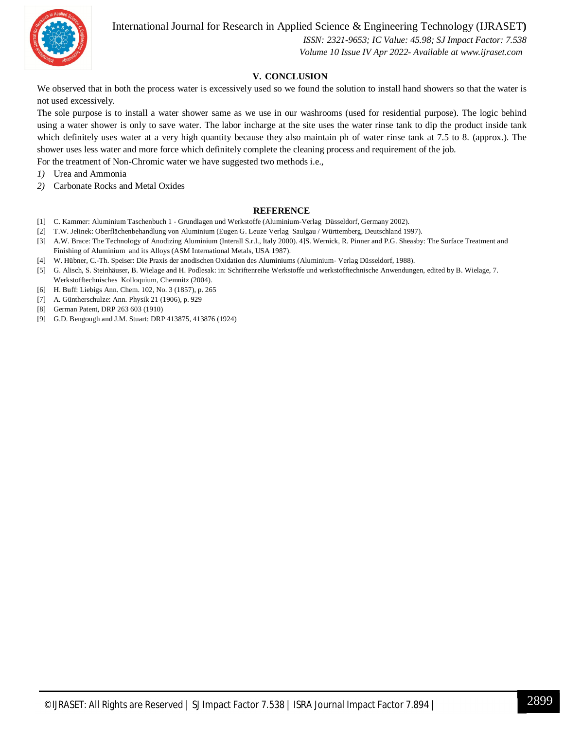## V. CONCLUSION

We observed that in both the process water is excessively used so we found the solution to install hand showers so that the water is not used excessively.

The sole purpose is to install a water shower same as we use in our washrooms (used for residential purpose). The logic behind using a water shower is only to save water. The labor incharge at the site uses the water rinse tank to dip the product inside tank which definitely uses water at a very high quantity because they also maintain ph of water rinse tank at 7.5 to 8. (approx.). The shower uses less water and more force which definitely complete the cleaning process and requirement of the job.

For the treatment of Non-Chromic water we have suggested two methods i.e.,

*1)* Urea and Ammonia
*2)* Carbonate Rocks and Metal Oxides

## REFERENCE

[1] C. Kammer: Aluminium Taschenbuch 1 - Grundlagen und Werkstoffe (Aluminium-Verlag Düsseldorf, Germany 2002).
[2] T.W. Jelinek: Oberflächenbehandlung von Aluminium (Eugen G. Leuze Verlag Saulgau / Württemberg, Deutschland 1997).
[3] A.W. Brace: The Technology of Anodizing Aluminium (Interall S.r.l., Italy 2000). 4]S. Wernick, R. Pinner and P.G. Sheasby: The Surface Treatment and Finishing of Aluminium and its Alloys (ASM International Metals, USA 1987).
[4] W. Hübner, C.-Th. Speiser: Die Praxis der anodischen Oxidation des Aluminiums (Aluminium- Verlag Düsseldorf, 1988).
[5] G. Alisch, S. Steinhäuser, B. Wielage and H. Podlesak: in: Schriftenreihe Werkstoffe und werkstofftechnische Anwendungen, edited by B. Wielage, 7. Werkstofftechnisches Kolloquium, Chemnitz (2004).
[6] H. Buff: Liebigs Ann. Chem. 102, No. 3 (1857), p. 265
[7] A. Güntherschulze: Ann. Physik 21 (1906), p. 929
[8] German Patent, DRP 263 603 (1910)
[9] G.D. Bengough and J.M. Stuart: DRP 413875, 413876 (1924)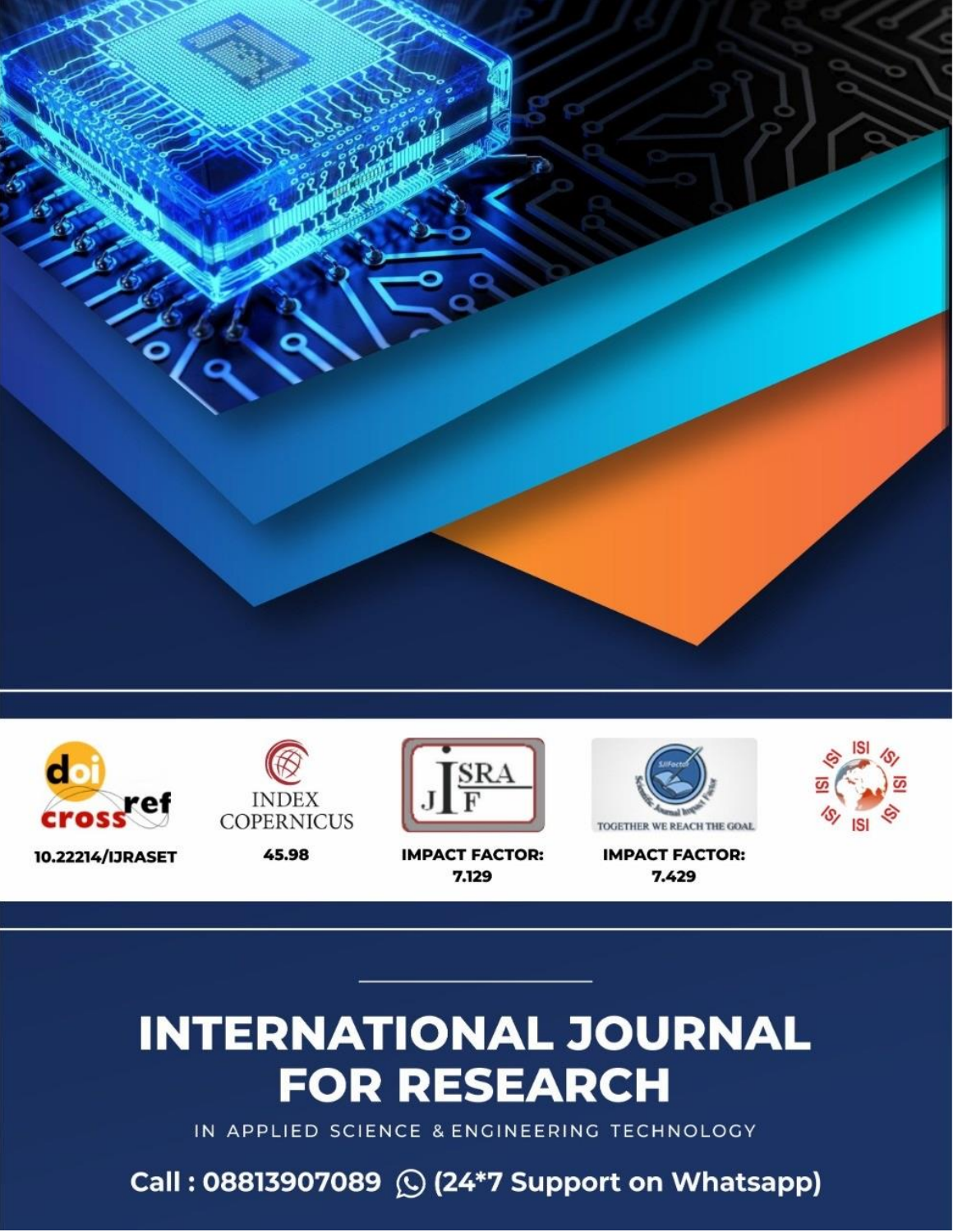10.22214/IJRASET

INDEX COPERNICUS

45.98

IMPACT FACTOR: 7.129

IMPACT FACTOR: 7.429

# INTERNATIONAL JOURNAL FOR RESEARCH

IN APPLIED SCIENCE & ENGINEERING TECHNOLOGY

Call : 08813907089 (24*7 Support on Whatsapp)